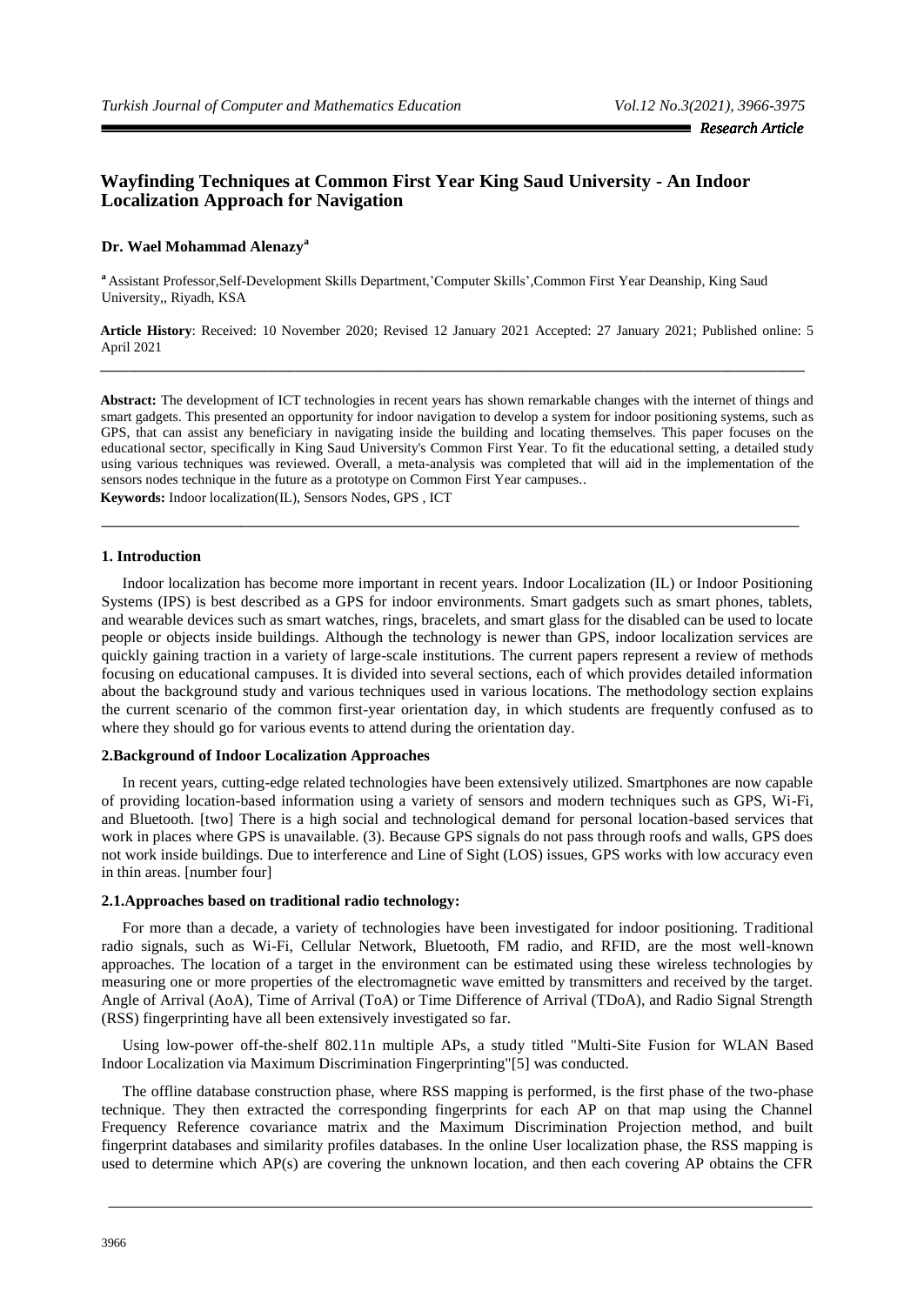Research Article

# Wayfinding Techniques at Common First Year King Saud University - An Indoor Localization Approach for Navigation

**Dr. Wael Mohammad Alenazy[a]**

[a] Assistant Professor,Self-Development Skills Department,'Computer Skills',Common First Year Deanship, King Saud University,, Riyadh, KSA

**Article History**: Received: 10 November 2020; Revised 12 January 2021 Accepted: 27 January 2021; Published online: 5 April 2021

**Abstract:** The development of ICT technologies in recent years has shown remarkable changes with the internet of things and smart gadgets. This presented an opportunity for indoor navigation to develop a system for indoor positioning systems, such as GPS, that can assist any beneficiary in navigating inside the building and locating themselves. This paper focuses on the educational sector, specifically in King Saud University's Common First Year. To fit the educational setting, a detailed study using various techniques was reviewed. Overall, a meta-analysis was completed that will aid in the implementation of the sensors nodes technique in the future as a prototype on Common First Year campuses..

**Keywords:** Indoor localization(IL), Sensors Nodes, GPS , ICT

## 1. Introduction

Indoor localization has become more important in recent years. Indoor Localization (IL) or Indoor Positioning Systems (IPS) is best described as a GPS for indoor environments. Smart gadgets such as smart phones, tablets, and wearable devices such as smart watches, rings, bracelets, and smart glass for the disabled can be used to locate people or objects inside buildings. Although the technology is newer than GPS, indoor localization services are quickly gaining traction in a variety of large-scale institutions. The current papers represent a review of methods focusing on educational campuses. It is divided into several sections, each of which provides detailed information about the background study and various techniques used in various locations. The methodology section explains the current scenario of the common first-year orientation day, in which students are frequently confused as to where they should go for various events to attend during the orientation day.

## 2.Background of Indoor Localization Approaches

In recent years, cutting-edge related technologies have been extensively utilized. Smartphones are now capable of providing location-based information using a variety of sensors and modern techniques such as GPS, Wi-Fi, and Bluetooth. [two] There is a high social and technological demand for personal location-based services that work in places where GPS is unavailable. (3). Because GPS signals do not pass through roofs and walls, GPS does not work inside buildings. Due to interference and Line of Sight (LOS) issues, GPS works with low accuracy even in thin areas. [number four]

### 2.1.Approaches based on traditional radio technology:

For more than a decade, a variety of technologies have been investigated for indoor positioning. Traditional radio signals, such as Wi-Fi, Cellular Network, Bluetooth, FM radio, and RFID, are the most well-known approaches. The location of a target in the environment can be estimated using these wireless technologies by measuring one or more properties of the electromagnetic wave emitted by transmitters and received by the target. Angle of Arrival (AoA), Time of Arrival (ToA) or Time Difference of Arrival (TDoA), and Radio Signal Strength (RSS) fingerprinting have all been extensively investigated so far.

Using low-power off-the-shelf 802.11n multiple APs, a study titled "Multi-Site Fusion for WLAN Based Indoor Localization via Maximum Discrimination Fingerprinting"[5] was conducted.

The offline database construction phase, where RSS mapping is performed, is the first phase of the two-phase technique. They then extracted the corresponding fingerprints for each AP on that map using the Channel Frequency Reference covariance matrix and the Maximum Discrimination Projection method, and built fingerprint databases and similarity profiles databases. In the online User localization phase, the RSS mapping is used to determine which AP(s) are covering the unknown location, and then each covering AP obtains the CFR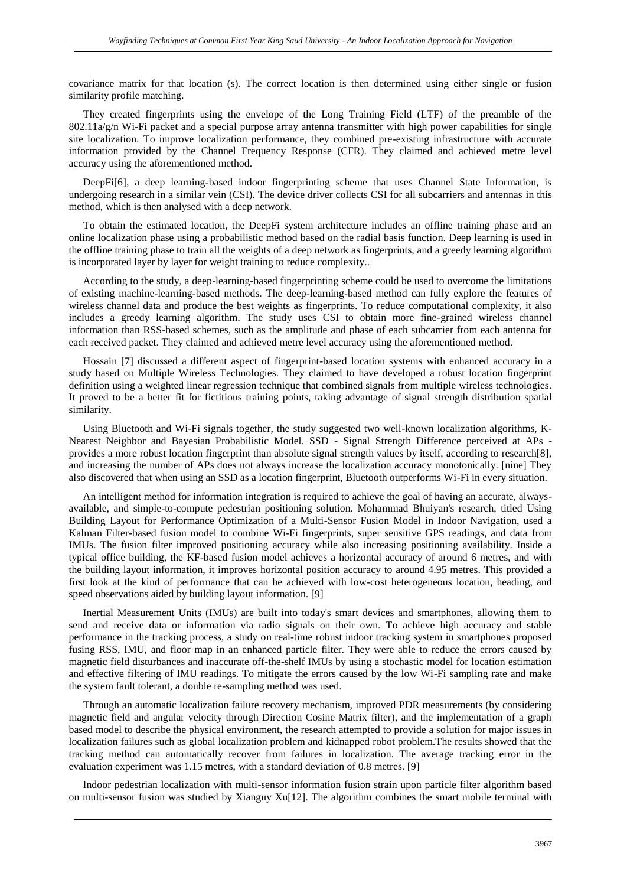covariance matrix for that location (s). The correct location is then determined using either single or fusion similarity profile matching.

They created fingerprints using the envelope of the Long Training Field (LTF) of the preamble of the 802.11a/g/n Wi-Fi packet and a special purpose array antenna transmitter with high power capabilities for single site localization. To improve localization performance, they combined pre-existing infrastructure with accurate information provided by the Channel Frequency Response (CFR). They claimed and achieved metre level accuracy using the aforementioned method.

DeepFi[6], a deep learning-based indoor fingerprinting scheme that uses Channel State Information, is undergoing research in a similar vein (CSI). The device driver collects CSI for all subcarriers and antennas in this method, which is then analysed with a deep network.

To obtain the estimated location, the DeepFi system architecture includes an offline training phase and an online localization phase using a probabilistic method based on the radial basis function. Deep learning is used in the offline training phase to train all the weights of a deep network as fingerprints, and a greedy learning algorithm is incorporated layer by layer for weight training to reduce complexity..

According to the study, a deep-learning-based fingerprinting scheme could be used to overcome the limitations of existing machine-learning-based methods. The deep-learning-based method can fully explore the features of wireless channel data and produce the best weights as fingerprints. To reduce computational complexity, it also includes a greedy learning algorithm. The study uses CSI to obtain more fine-grained wireless channel information than RSS-based schemes, such as the amplitude and phase of each subcarrier from each antenna for each received packet. They claimed and achieved metre level accuracy using the aforementioned method.

Hossain [7] discussed a different aspect of fingerprint-based location systems with enhanced accuracy in a study based on Multiple Wireless Technologies. They claimed to have developed a robust location fingerprint definition using a weighted linear regression technique that combined signals from multiple wireless technologies. It proved to be a better fit for fictitious training points, taking advantage of signal strength distribution spatial similarity.

Using Bluetooth and Wi-Fi signals together, the study suggested two well-known localization algorithms, K-Nearest Neighbor and Bayesian Probabilistic Model. SSD - Signal Strength Difference perceived at APs - provides a more robust location fingerprint than absolute signal strength values by itself, according to research[8], and increasing the number of APs does not always increase the localization accuracy monotonically. [nine] They also discovered that when using an SSD as a location fingerprint, Bluetooth outperforms Wi-Fi in every situation.

An intelligent method for information integration is required to achieve the goal of having an accurate, always-available, and simple-to-compute pedestrian positioning solution. Mohammad Bhuiyan's research, titled Using Building Layout for Performance Optimization of a Multi-Sensor Fusion Model in Indoor Navigation, used a Kalman Filter-based fusion model to combine Wi-Fi fingerprints, super sensitive GPS readings, and data from IMUs. The fusion filter improved positioning accuracy while also increasing positioning availability. Inside a typical office building, the KF-based fusion model achieves a horizontal accuracy of around 6 metres, and with the building layout information, it improves horizontal position accuracy to around 4.95 metres. This provided a first look at the kind of performance that can be achieved with low-cost heterogeneous location, heading, and speed observations aided by building layout information. [9]

Inertial Measurement Units (IMUs) are built into today's smart devices and smartphones, allowing them to send and receive data or information via radio signals on their own. To achieve high accuracy and stable performance in the tracking process, a study on real-time robust indoor tracking system in smartphones proposed fusing RSS, IMU, and floor map in an enhanced particle filter. They were able to reduce the errors caused by magnetic field disturbances and inaccurate off-the-shelf IMUs by using a stochastic model for location estimation and effective filtering of IMU readings. To mitigate the errors caused by the low Wi-Fi sampling rate and make the system fault tolerant, a double re-sampling method was used.

Through an automatic localization failure recovery mechanism, improved PDR measurements (by considering magnetic field and angular velocity through Direction Cosine Matrix filter), and the implementation of a graph based model to describe the physical environment, the research attempted to provide a solution for major issues in localization failures such as global localization problem and kidnapped robot problem.The results showed that the tracking method can automatically recover from failures in localization. The average tracking error in the evaluation experiment was 1.15 metres, with a standard deviation of 0.8 metres. [9]

Indoor pedestrian localization with multi-sensor information fusion strain upon particle filter algorithm based on multi-sensor fusion was studied by Xianguy Xu[12]. The algorithm combines the smart mobile terminal with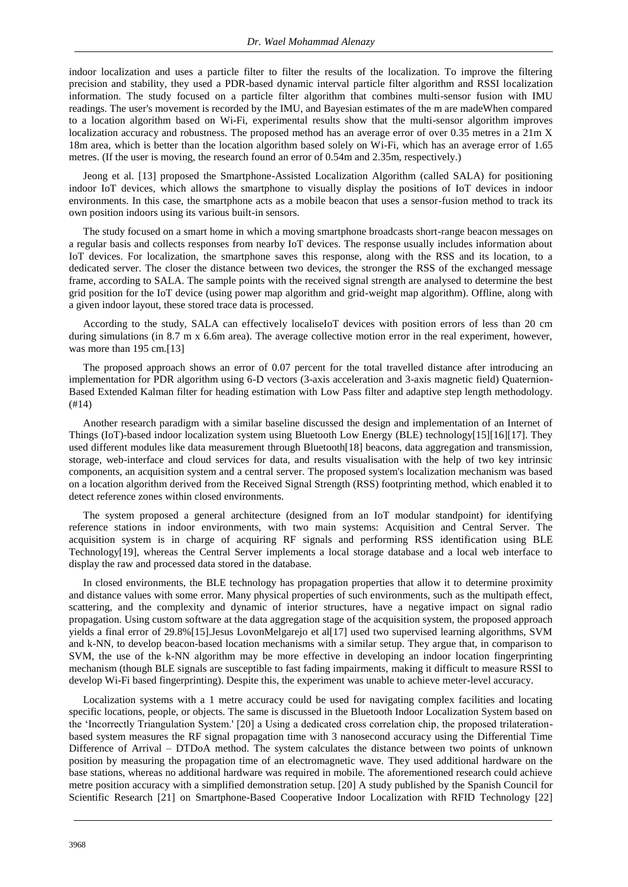indoor localization and uses a particle filter to filter the results of the localization. To improve the filtering precision and stability, they used a PDR-based dynamic interval particle filter algorithm and RSSI localization information. The study focused on a particle filter algorithm that combines multi-sensor fusion with IMU readings. The user's movement is recorded by the IMU, and Bayesian estimates of the m are madeWhen compared to a location algorithm based on Wi-Fi, experimental results show that the multi-sensor algorithm improves localization accuracy and robustness. The proposed method has an average error of over 0.35 metres in a 21m X 18m area, which is better than the location algorithm based solely on Wi-Fi, which has an average error of 1.65 metres. (If the user is moving, the research found an error of 0.54m and 2.35m, respectively.)

Jeong et al. [13] proposed the Smartphone-Assisted Localization Algorithm (called SALA) for positioning indoor IoT devices, which allows the smartphone to visually display the positions of IoT devices in indoor environments. In this case, the smartphone acts as a mobile beacon that uses a sensor-fusion method to track its own position indoors using its various built-in sensors.

The study focused on a smart home in which a moving smartphone broadcasts short-range beacon messages on a regular basis and collects responses from nearby IoT devices. The response usually includes information about IoT devices. For localization, the smartphone saves this response, along with the RSS and its location, to a dedicated server. The closer the distance between two devices, the stronger the RSS of the exchanged message frame, according to SALA. The sample points with the received signal strength are analysed to determine the best grid position for the IoT device (using power map algorithm and grid-weight map algorithm). Offline, along with a given indoor layout, these stored trace data is processed.

According to the study, SALA can effectively localiseIoT devices with position errors of less than 20 cm during simulations (in 8.7 m x 6.6m area). The average collective motion error in the real experiment, however, was more than 195 cm.[13]

The proposed approach shows an error of 0.07 percent for the total travelled distance after introducing an implementation for PDR algorithm using 6-D vectors (3-axis acceleration and 3-axis magnetic field) Quaternion-Based Extended Kalman filter for heading estimation with Low Pass filter and adaptive step length methodology. (#14)

Another research paradigm with a similar baseline discussed the design and implementation of an Internet of Things (IoT)-based indoor localization system using Bluetooth Low Energy (BLE) technology[15][16][17]. They used different modules like data measurement through Bluetooth[18] beacons, data aggregation and transmission, storage, web-interface and cloud services for data, and results visualisation with the help of two key intrinsic components, an acquisition system and a central server. The proposed system's localization mechanism was based on a location algorithm derived from the Received Signal Strength (RSS) footprinting method, which enabled it to detect reference zones within closed environments.

The system proposed a general architecture (designed from an IoT modular standpoint) for identifying reference stations in indoor environments, with two main systems: Acquisition and Central Server. The acquisition system is in charge of acquiring RF signals and performing RSS identification using BLE Technology[19], whereas the Central Server implements a local storage database and a local web interface to display the raw and processed data stored in the database.

In closed environments, the BLE technology has propagation properties that allow it to determine proximity and distance values with some error. Many physical properties of such environments, such as the multipath effect, scattering, and the complexity and dynamic of interior structures, have a negative impact on signal radio propagation. Using custom software at the data aggregation stage of the acquisition system, the proposed approach yields a final error of 29.8%[15].Jesus LovonMelgarejo et al[17] used two supervised learning algorithms, SVM and k-NN, to develop beacon-based location mechanisms with a similar setup. They argue that, in comparison to SVM, the use of the k-NN algorithm may be more effective in developing an indoor location fingerprinting mechanism (though BLE signals are susceptible to fast fading impairments, making it difficult to measure RSSI to develop Wi-Fi based fingerprinting). Despite this, the experiment was unable to achieve meter-level accuracy.

Localization systems with a 1 metre accuracy could be used for navigating complex facilities and locating specific locations, people, or objects. The same is discussed in the Bluetooth Indoor Localization System based on the 'Incorrectly Triangulation System.' [20] a Using a dedicated cross correlation chip, the proposed trilateration-based system measures the RF signal propagation time with 3 nanosecond accuracy using the Differential Time Difference of Arrival – DTDoA method. The system calculates the distance between two points of unknown position by measuring the propagation time of an electromagnetic wave. They used additional hardware on the base stations, whereas no additional hardware was required in mobile. The aforementioned research could achieve metre position accuracy with a simplified demonstration setup. [20] A study published by the Spanish Council for Scientific Research [21] on Smartphone-Based Cooperative Indoor Localization with RFID Technology [22]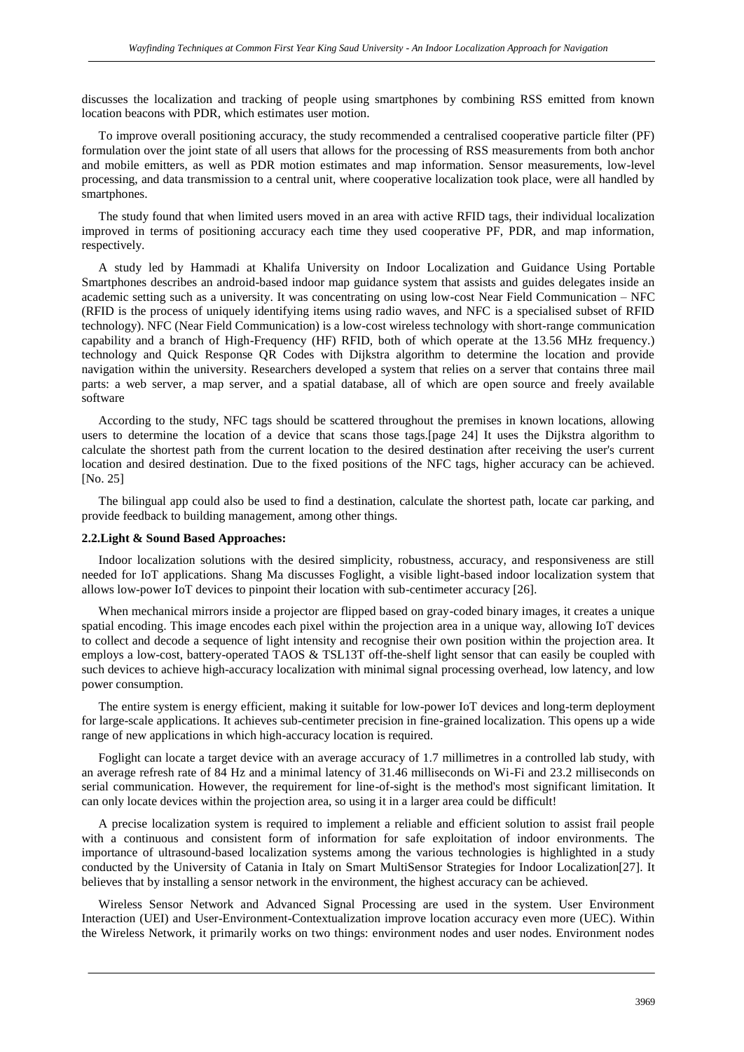discusses the localization and tracking of people using smartphones by combining RSS emitted from known location beacons with PDR, which estimates user motion.

To improve overall positioning accuracy, the study recommended a centralised cooperative particle filter (PF) formulation over the joint state of all users that allows for the processing of RSS measurements from both anchor and mobile emitters, as well as PDR motion estimates and map information. Sensor measurements, low-level processing, and data transmission to a central unit, where cooperative localization took place, were all handled by smartphones.

The study found that when limited users moved in an area with active RFID tags, their individual localization improved in terms of positioning accuracy each time they used cooperative PF, PDR, and map information, respectively.

A study led by Hammadi at Khalifa University on Indoor Localization and Guidance Using Portable Smartphones describes an android-based indoor map guidance system that assists and guides delegates inside an academic setting such as a university. It was concentrating on using low-cost Near Field Communication – NFC (RFID is the process of uniquely identifying items using radio waves, and NFC is a specialised subset of RFID technology). NFC (Near Field Communication) is a low-cost wireless technology with short-range communication capability and a branch of High-Frequency (HF) RFID, both of which operate at the 13.56 MHz frequency.) technology and Quick Response QR Codes with Dijkstra algorithm to determine the location and provide navigation within the university. Researchers developed a system that relies on a server that contains three mail parts: a web server, a map server, and a spatial database, all of which are open source and freely available software

According to the study, NFC tags should be scattered throughout the premises in known locations, allowing users to determine the location of a device that scans those tags.[page 24] It uses the Dijkstra algorithm to calculate the shortest path from the current location to the desired destination after receiving the user's current location and desired destination. Due to the fixed positions of the NFC tags, higher accuracy can be achieved. [No. 25]

The bilingual app could also be used to find a destination, calculate the shortest path, locate car parking, and provide feedback to building management, among other things.

**2.2.Light & Sound Based Approaches:**

Indoor localization solutions with the desired simplicity, robustness, accuracy, and responsiveness are still needed for IoT applications. Shang Ma discusses Foglight, a visible light-based indoor localization system that allows low-power IoT devices to pinpoint their location with sub-centimeter accuracy [26].

When mechanical mirrors inside a projector are flipped based on gray-coded binary images, it creates a unique spatial encoding. This image encodes each pixel within the projection area in a unique way, allowing IoT devices to collect and decode a sequence of light intensity and recognise their own position within the projection area. It employs a low-cost, battery-operated TAOS & TSL13T off-the-shelf light sensor that can easily be coupled with such devices to achieve high-accuracy localization with minimal signal processing overhead, low latency, and low power consumption.

The entire system is energy efficient, making it suitable for low-power IoT devices and long-term deployment for large-scale applications. It achieves sub-centimeter precision in fine-grained localization. This opens up a wide range of new applications in which high-accuracy location is required.

Foglight can locate a target device with an average accuracy of 1.7 millimetres in a controlled lab study, with an average refresh rate of 84 Hz and a minimal latency of 31.46 milliseconds on Wi-Fi and 23.2 milliseconds on serial communication. However, the requirement for line-of-sight is the method's most significant limitation. It can only locate devices within the projection area, so using it in a larger area could be difficult!

A precise localization system is required to implement a reliable and efficient solution to assist frail people with a continuous and consistent form of information for safe exploitation of indoor environments. The importance of ultrasound-based localization systems among the various technologies is highlighted in a study conducted by the University of Catania in Italy on Smart MultiSensor Strategies for Indoor Localization[27]. It believes that by installing a sensor network in the environment, the highest accuracy can be achieved.

Wireless Sensor Network and Advanced Signal Processing are used in the system. User Environment Interaction (UEI) and User-Environment-Contextualization improve location accuracy even more (UEC). Within the Wireless Network, it primarily works on two things: environment nodes and user nodes. Environment nodes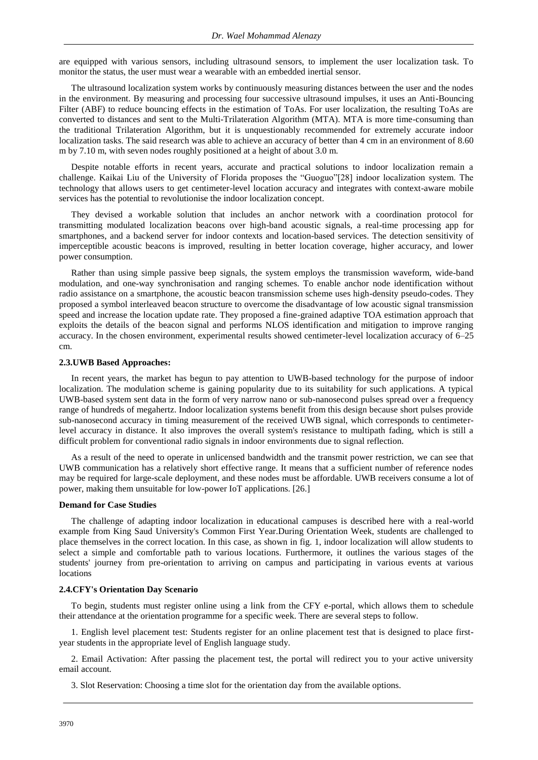are equipped with various sensors, including ultrasound sensors, to implement the user localization task. To monitor the status, the user must wear a wearable with an embedded inertial sensor.

The ultrasound localization system works by continuously measuring distances between the user and the nodes in the environment. By measuring and processing four successive ultrasound impulses, it uses an Anti-Bouncing Filter (ABF) to reduce bouncing effects in the estimation of ToAs. For user localization, the resulting ToAs are converted to distances and sent to the Multi-Trilateration Algorithm (MTA). MTA is more time-consuming than the traditional Trilateration Algorithm, but it is unquestionably recommended for extremely accurate indoor localization tasks. The said research was able to achieve an accuracy of better than 4 cm in an environment of 8.60 m by 7.10 m, with seven nodes roughly positioned at a height of about 3.0 m.

Despite notable efforts in recent years, accurate and practical solutions to indoor localization remain a challenge. Kaikai Liu of the University of Florida proposes the "Guoguo"[28] indoor localization system. The technology that allows users to get centimeter-level location accuracy and integrates with context-aware mobile services has the potential to revolutionise the indoor localization concept.

They devised a workable solution that includes an anchor network with a coordination protocol for transmitting modulated localization beacons over high-band acoustic signals, a real-time processing app for smartphones, and a backend server for indoor contexts and location-based services. The detection sensitivity of imperceptible acoustic beacons is improved, resulting in better location coverage, higher accuracy, and lower power consumption.

Rather than using simple passive beep signals, the system employs the transmission waveform, wide-band modulation, and one-way synchronisation and ranging schemes. To enable anchor node identification without radio assistance on a smartphone, the acoustic beacon transmission scheme uses high-density pseudo-codes. They proposed a symbol interleaved beacon structure to overcome the disadvantage of low acoustic signal transmission speed and increase the location update rate. They proposed a fine-grained adaptive TOA estimation approach that exploits the details of the beacon signal and performs NLOS identification and mitigation to improve ranging accuracy. In the chosen environment, experimental results showed centimeter-level localization accuracy of 6–25 cm.

**2.3.UWB Based Approaches:**

In recent years, the market has begun to pay attention to UWB-based technology for the purpose of indoor localization. The modulation scheme is gaining popularity due to its suitability for such applications. A typical UWB-based system sent data in the form of very narrow nano or sub-nanosecond pulses spread over a frequency range of hundreds of megahertz. Indoor localization systems benefit from this design because short pulses provide sub-nanosecond accuracy in timing measurement of the received UWB signal, which corresponds to centimeter-level accuracy in distance. It also improves the overall system's resistance to multipath fading, which is still a difficult problem for conventional radio signals in indoor environments due to signal reflection.

As a result of the need to operate in unlicensed bandwidth and the transmit power restriction, we can see that UWB communication has a relatively short effective range. It means that a sufficient number of reference nodes may be required for large-scale deployment, and these nodes must be affordable. UWB receivers consume a lot of power, making them unsuitable for low-power IoT applications. [26.]

**Demand for Case Studies**

The challenge of adapting indoor localization in educational campuses is described here with a real-world example from King Saud University's Common First Year.During Orientation Week, students are challenged to place themselves in the correct location. In this case, as shown in fig. 1, indoor localization will allow students to select a simple and comfortable path to various locations. Furthermore, it outlines the various stages of the students' journey from pre-orientation to arriving on campus and participating in various events at various locations

**2.4.CFY's Orientation Day Scenario**

To begin, students must register online using a link from the CFY e-portal, which allows them to schedule their attendance at the orientation programme for a specific week. There are several steps to follow.

1. English level placement test: Students register for an online placement test that is designed to place first-year students in the appropriate level of English language study.

2. Email Activation: After passing the placement test, the portal will redirect you to your active university email account.

3. Slot Reservation: Choosing a time slot for the orientation day from the available options.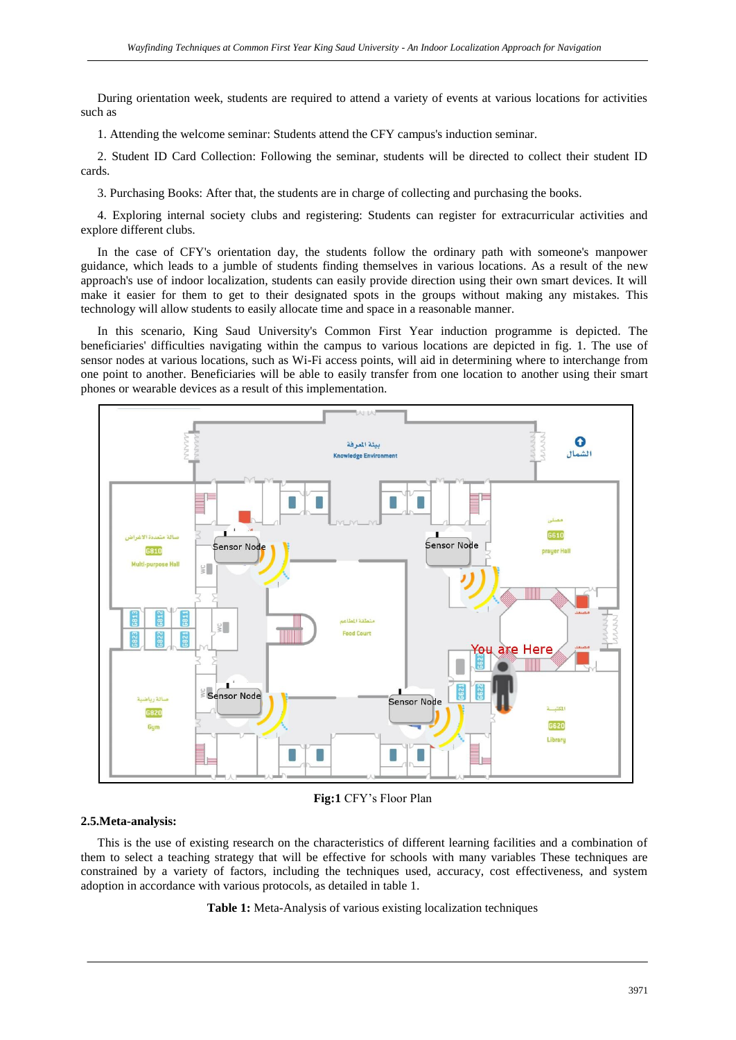During orientation week, students are required to attend a variety of events at various locations for activities such as

1. Attending the welcome seminar: Students attend the CFY campus's induction seminar.

2. Student ID Card Collection: Following the seminar, students will be directed to collect their student ID cards.

3. Purchasing Books: After that, the students are in charge of collecting and purchasing the books.

4. Exploring internal society clubs and registering: Students can register for extracurricular activities and explore different clubs.

In the case of CFY's orientation day, the students follow the ordinary path with someone's manpower guidance, which leads to a jumble of students finding themselves in various locations. As a result of the new approach's use of indoor localization, students can easily provide direction using their own smart devices. It will make it easier for them to get to their designated spots in the groups without making any mistakes. This technology will allow students to easily allocate time and space in a reasonable manner.

In this scenario, King Saud University's Common First Year induction programme is depicted. The beneficiaries' difficulties navigating within the campus to various locations are depicted in fig. 1. The use of sensor nodes at various locations, such as Wi-Fi access points, will aid in determining where to interchange from one point to another. Beneficiaries will be able to easily transfer from one location to another using their smart phones or wearable devices as a result of this implementation.

**Fig:1** CFY's Floor Plan

### 2.5.Meta-analysis:

This is the use of existing research on the characteristics of different learning facilities and a combination of them to select a teaching strategy that will be effective for schools with many variables These techniques are constrained by a variety of factors, including the techniques used, accuracy, cost effectiveness, and system adoption in accordance with various protocols, as detailed in table 1.

**Table 1:** Meta-Analysis of various existing localization techniques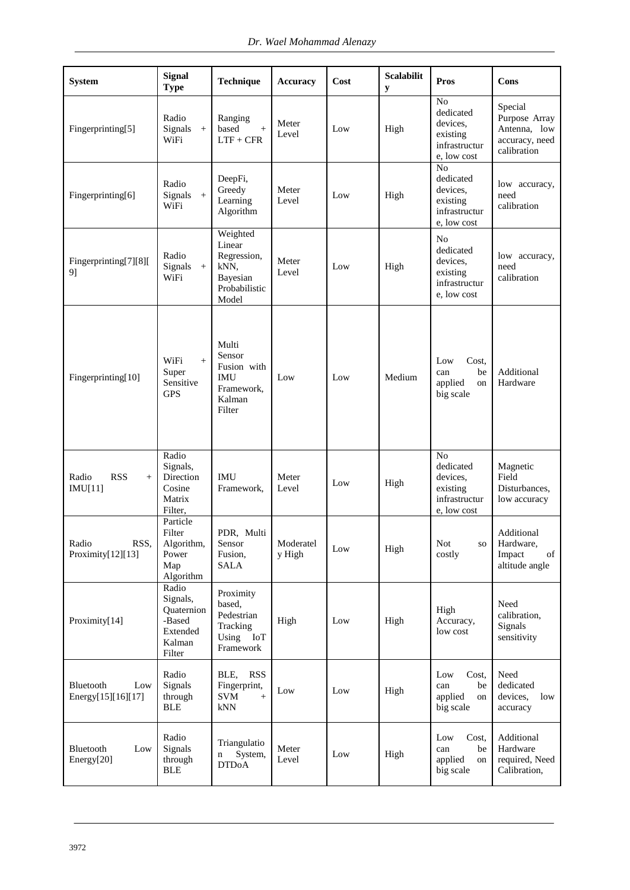| System | Signal Type | Technique | Accuracy | Cost | Scalability | Pros | Cons |
|---|---|---|---|---|---|---|---|
| Fingerprinting[5] | Radio Signals + WiFi | Ranging based + LTF + CFR | Meter Level | Low | High | No dedicated devices, existing infrastructure, low cost | Special Purpose Array Antenna, low accuracy, need calibration |
| Fingerprinting[6] | Radio Signals + WiFi | DeepFi, Greedy Learning Algorithm | Meter Level | Low | High | No dedicated devices, existing infrastructure, low cost | low accuracy, need calibration |
| Fingerprinting[7][8][9] | Radio Signals + WiFi | Weighted Linear Regression, kNN, Bayesian Probabilistic Model | Meter Level | Low | High | No dedicated devices, existing infrastructure, low cost | low accuracy, need calibration |
| Fingerprinting[10] | WiFi + Super Sensitive GPS | Multi Sensor Fusion with IMU Framework, Kalman Filter | Low | Low | Medium | Low Cost, can be applied on big scale | Additional Hardware |
| Radio RSS + IMU[11] | Radio Signals, Direction Cosine Matrix Filter, | IMU Framework, | Meter Level | Low | High | No dedicated devices, existing infrastructure, low cost | Magnetic Field Disturbances, low accuracy |
| Radio RSS, Proximity[12][13] | Particle Filter Algorithm, Power Map Algorithm | PDR, Multi Sensor Fusion, SALA | Moderately High | Low | High | Not so costly | Additional Hardware, Impact of altitude angle |
| Proximity[14] | Radio Signals, Quaternion-Based Extended Kalman Filter | Proximity based, Pedestrian Tracking Using IoT Framework | High | Low | High | High Accuracy, low cost | Need calibration, Signals sensitivity |
| Bluetooth Low Energy[15][16][17] | Radio Signals through BLE | BLE, RSS Fingerprint, SVM + kNN | Low | Low | High | Low Cost, can be applied on big scale | Need dedicated devices, low accuracy |
| Bluetooth Low Energy[20] | Radio Signals through BLE | Triangulation System, DTDoA | Meter Level | Low | High | Low Cost, can be applied on big scale | Additional Hardware required, Need Calibration, |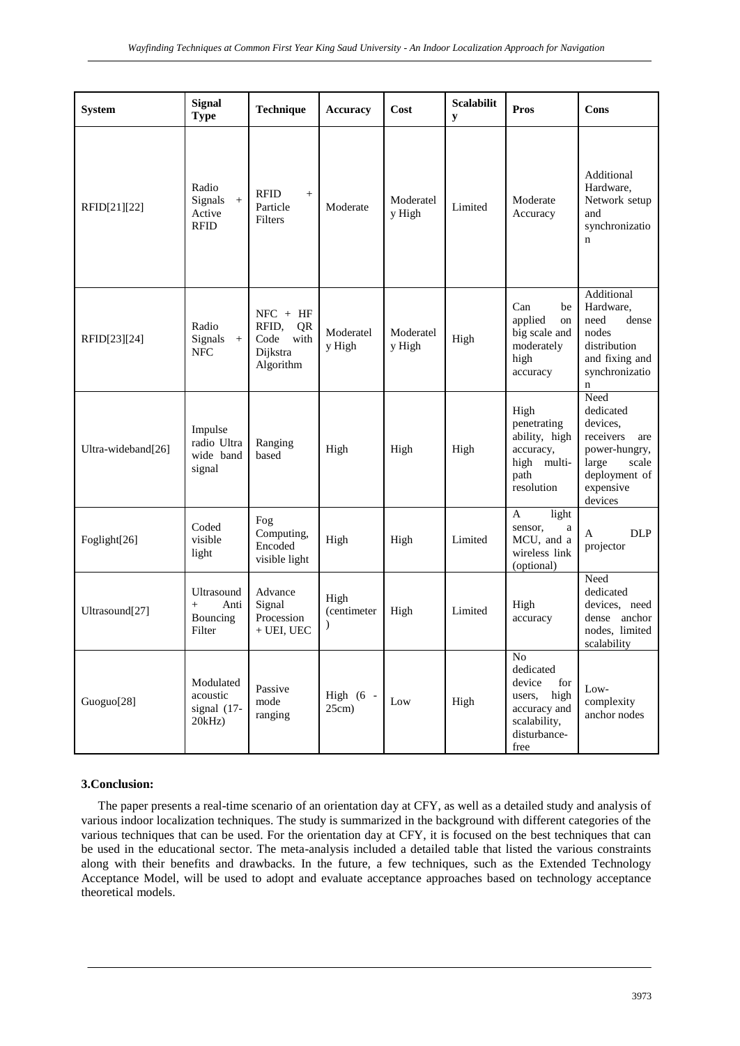| System | Signal Type | Technique | Accuracy | Cost | Scalability | Pros | Cons |
|---|---|---|---|---|---|---|---|
| RFID[21][22] | Radio Signals + Active RFID | RFID + Particle Filters | Moderate | Moderately High | Limited | Moderate Accuracy | Additional Hardware, Network setup and synchronization |
| RFID[23][24] | Radio Signals + NFC | NFC + HF RFID, QR Code with Dijkstra Algorithm | Moderately High | Moderately High | High | Can be applied on big scale and moderately high accuracy | Additional Hardware, need dense nodes distribution and fixing and synchronization |
| Ultra-wideband[26] | Impulse radio Ultra wide band signal | Ranging based | High | High | High | High penetrating ability, high accuracy, high multi-path resolution | Need dedicated devices, receivers are power-hungry, large scale deployment of expensive devices |
| Foglight[26] | Coded visible light | Fog Computing, Encoded visible light | High | High | Limited | A light sensor, a MCU, and a wireless link (optional) | A DLP projector |
| Ultrasound[27] | Ultrasound + Anti Bouncing Filter | Advance Signal Procession + UEI, UEC | High (centimeter) | High | Limited | High accuracy | Need dedicated devices, need dense anchor nodes, limited scalability |
| Guoguo[28] | Modulated acoustic signal (17-20kHz) | Passive mode ranging | High (6 - 25cm) | Low | High | No dedicated device for users, high accuracy and scalability, disturbance-free | Low-complexity anchor nodes |

## 3.Conclusion:

The paper presents a real-time scenario of an orientation day at CFY, as well as a detailed study and analysis of various indoor localization techniques. The study is summarized in the background with different categories of the various techniques that can be used. For the orientation day at CFY, it is focused on the best techniques that can be used in the educational sector. The meta-analysis included a detailed table that listed the various constraints along with their benefits and drawbacks. In the future, a few techniques, such as the Extended Technology Acceptance Model, will be used to adopt and evaluate acceptance approaches based on technology acceptance theoretical models.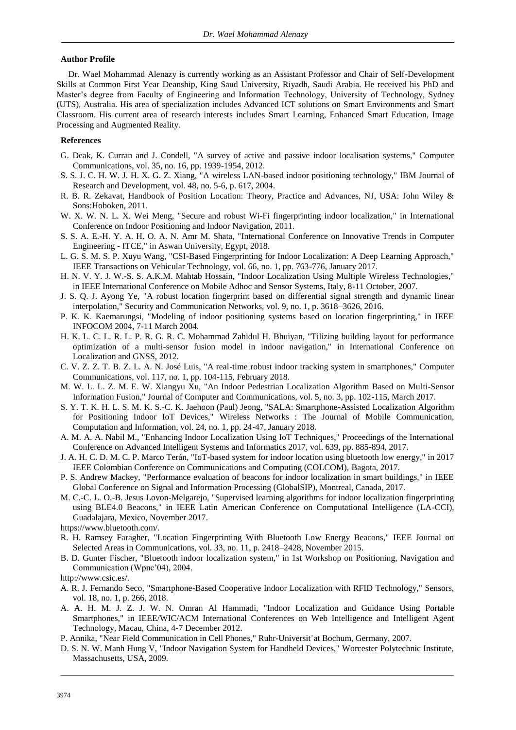## Author Profile

Dr. Wael Mohammad Alenazy is currently working as an Assistant Professor and Chair of Self-Development Skills at Common First Year Deanship, King Saud University, Riyadh, Saudi Arabia. He received his PhD and Master's degree from Faculty of Engineering and Information Technology, University of Technology, Sydney (UTS), Australia. His area of specialization includes Advanced ICT solutions on Smart Environments and Smart Classroom. His current area of research interests includes Smart Learning, Enhanced Smart Education, Image Processing and Augmented Reality.

## References

- G. Deak, K. Curran and J. Condell, "A survey of active and passive indoor localisation systems," Computer Communications, vol. 35, no. 16, pp. 1939-1954, 2012.
- S. S. J. C. H. W. J. H. X. G. Z. Xiang, "A wireless LAN-based indoor positioning technology," IBM Journal of Research and Development, vol. 48, no. 5-6, p. 617, 2004.
- R. B. R. Zekavat, Handbook of Position Location: Theory, Practice and Advances, NJ, USA: John Wiley & Sons:Hoboken, 2011.
- W. X. W. N. L. X. Wei Meng, "Secure and robust Wi-Fi fingerprinting indoor localization," in International Conference on Indoor Positioning and Indoor Navigation, 2011.
- S. S. A. E.-H. Y. A. H. O. A. N. Amr M. Shata, "International Conference on Innovative Trends in Computer Engineering - ITCE," in Aswan University, Egypt, 2018.
- L. G. S. M. S. P. Xuyu Wang, "CSI-Based Fingerprinting for Indoor Localization: A Deep Learning Approach," IEEE Transactions on Vehicular Technology, vol. 66, no. 1, pp. 763-776, January 2017.
- H. N. V. Y. J. W.-S. S. A.K.M. Mahtab Hossain, "Indoor Localization Using Multiple Wireless Technologies," in IEEE International Conference on Mobile Adhoc and Sensor Systems, Italy, 8-11 October, 2007.
- J. S. Q. J. Ayong Ye, "A robust location fingerprint based on differential signal strength and dynamic linear interpolation," Security and Communication Networks, vol. 9, no. 1, p. 3618–3626, 2016.
- P. K. K. Kaemarungsi, "Modeling of indoor positioning systems based on location fingerprinting," in IEEE INFOCOM 2004, 7-11 March 2004.
- H. K. L. C. L. R. L. P. R. G. R. C. Mohammad Zahidul H. Bhuiyan, "Tilizing building layout for performance optimization of a multi-sensor fusion model in indoor navigation," in International Conference on Localization and GNSS, 2012.
- C. V. Z. Z. T. B. Z. L. A. N. José Luis, "A real-time robust indoor tracking system in smartphones," Computer Communications, vol. 117, no. 1, pp. 104-115, February 2018.
- M. W. L. L. Z. M. E. W. Xiangyu Xu, "An Indoor Pedestrian Localization Algorithm Based on Multi-Sensor Information Fusion," Journal of Computer and Communications, vol. 5, no. 3, pp. 102-115, March 2017.
- S. Y. T. K. H. L. S. M. K. S.-C. K. Jaehoon (Paul) Jeong, "SALA: Smartphone-Assisted Localization Algorithm for Positioning Indoor IoT Devices," Wireless Networks : The Journal of Mobile Communication, Computation and Information, vol. 24, no. 1, pp. 24-47, January 2018.
- A. M. A. A. Nabil M., "Enhancing Indoor Localization Using IoT Techniques," Proceedings of the International Conference on Advanced Intelligent Systems and Informatics 2017, vol. 639, pp. 885-894, 2017.
- J. A. H. C. D. M. C. P. Marco Terán, "IoT-based system for indoor location using bluetooth low energy," in 2017 IEEE Colombian Conference on Communications and Computing (COLCOM), Bagota, 2017.
- P. S. Andrew Mackey, "Performance evaluation of beacons for indoor localization in smart buildings," in IEEE Global Conference on Signal and Information Processing (GlobalSIP), Montreal, Canada, 2017.
- M. C.-C. L. O.-B. Jesus Lovon-Melgarejo, "Supervised learning algorithms for indoor localization fingerprinting using BLE4.0 Beacons," in IEEE Latin American Conference on Computational Intelligence (LA-CCI), Guadalajara, Mexico, November 2017.
- https://www.bluetooth.com/.
- R. H. Ramsey Faragher, "Location Fingerprinting With Bluetooth Low Energy Beacons," IEEE Journal on Selected Areas in Communications, vol. 33, no. 11, p. 2418–2428, November 2015.
- B. D. Gunter Fischer, "Bluetooth indoor localization system," in 1st Workshop on Positioning, Navigation and Communication (Wpnc'04), 2004.
- http://www.csic.es/.
- A. R. J. Fernando Seco, "Smartphone-Based Cooperative Indoor Localization with RFID Technology," Sensors, vol. 18, no. 1, p. 266, 2018.
- A. A. H. M. J. Z. J. W. N. Omran Al Hammadi, "Indoor Localization and Guidance Using Portable Smartphones," in IEEE/WIC/ACM International Conferences on Web Intelligence and Intelligent Agent Technology, Macau, China, 4-7 December 2012.
- P. Annika, "Near Field Communication in Cell Phones," Ruhr-Universit¨at Bochum, Germany, 2007.
- D. S. N. W. Manh Hung V, "Indoor Navigation System for Handheld Devices," Worcester Polytechnic Institute, Massachusetts, USA, 2009.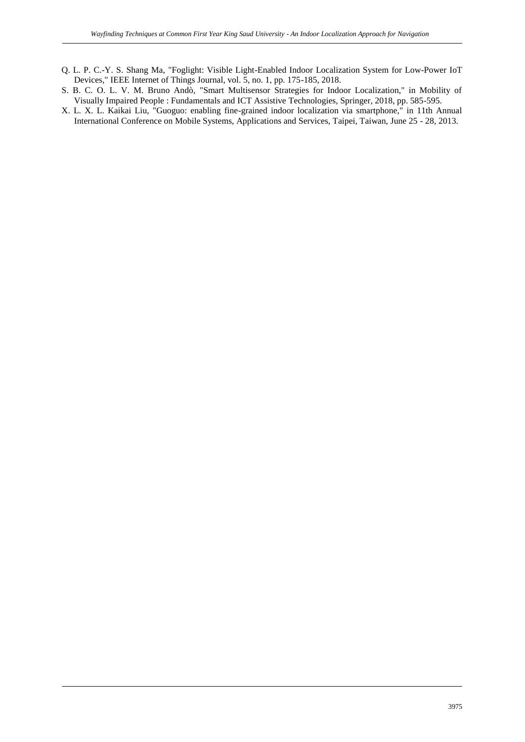Q. L. P. C.-Y. S. Shang Ma, "Foglight: Visible Light-Enabled Indoor Localization System for Low-Power IoT Devices," IEEE Internet of Things Journal, vol. 5, no. 1, pp. 175-185, 2018.

S. B. C. O. L. V. M. Bruno Andò, "Smart Multisensor Strategies for Indoor Localization," in Mobility of Visually Impaired People : Fundamentals and ICT Assistive Technologies, Springer, 2018, pp. 585-595.

X. L. X. L. Kaikai Liu, "Guoguo: enabling fine-grained indoor localization via smartphone," in 11th Annual International Conference on Mobile Systems, Applications and Services, Taipei, Taiwan, June 25 - 28, 2013.